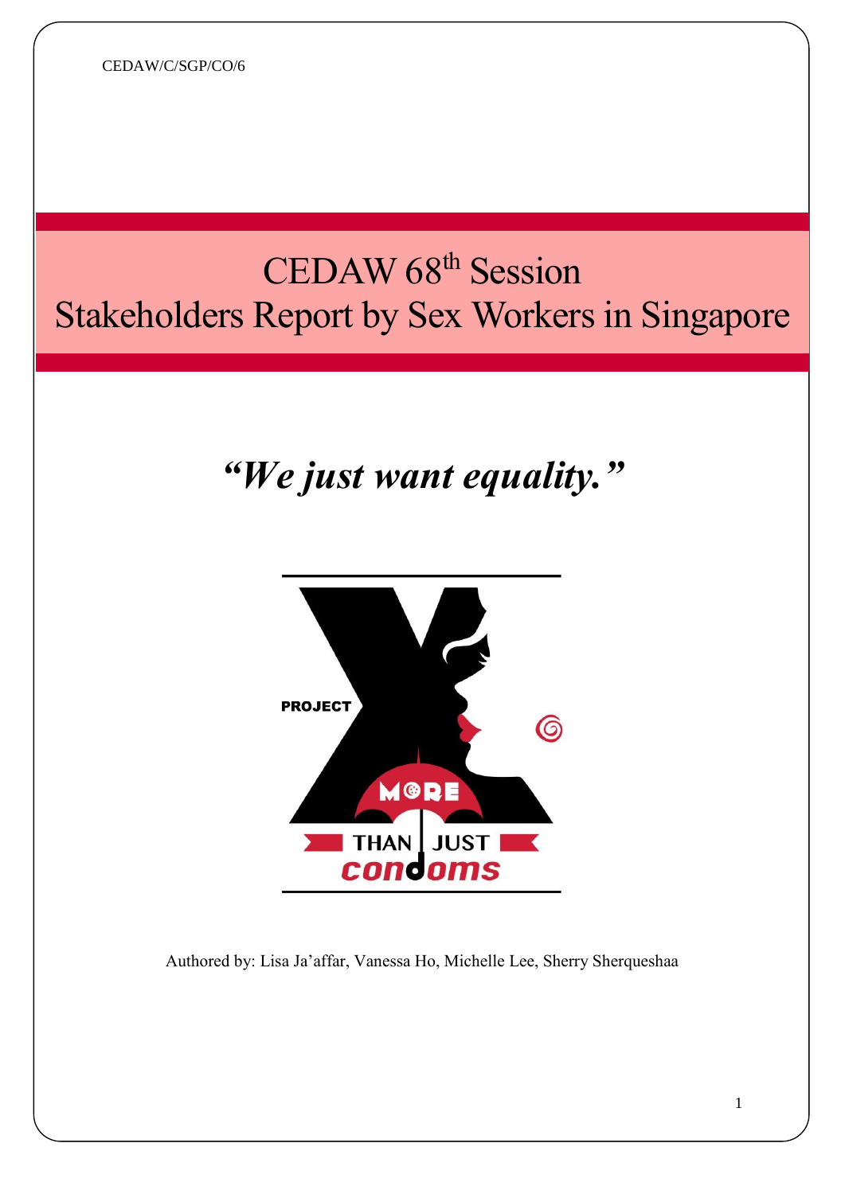CEDAW/C/SGP/CO/6

# CEDAW 68th Session
# Stakeholders Report by Sex Workers in Singapore

***"We just want equality."***

Authored by: Lisa Ja'affar, Vanessa Ho, Michelle Lee, Sherry Sherqueshaa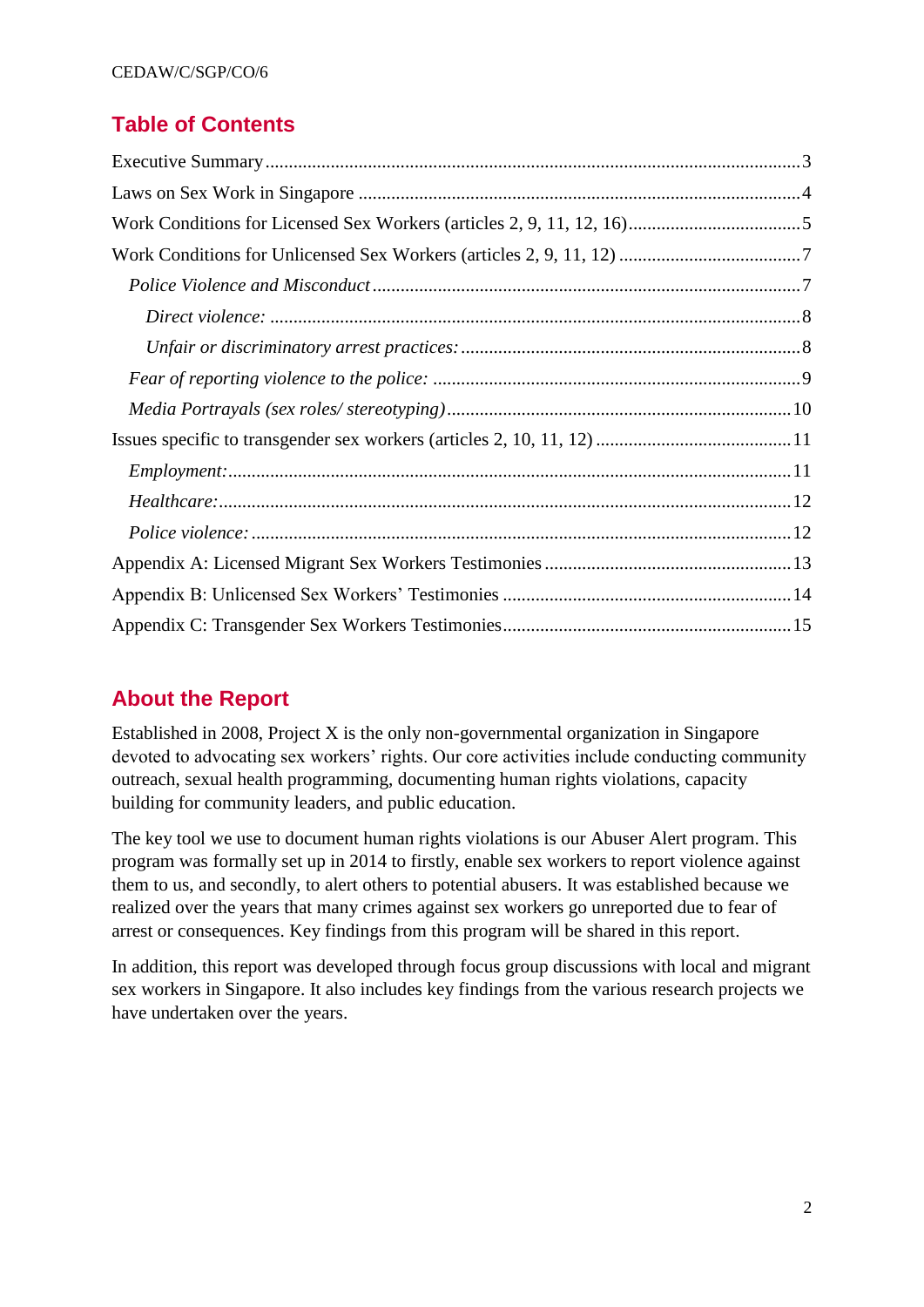## Table of Contents

- Executive Summary ... 3
- Laws on Sex Work in Singapore ... 4
- Work Conditions for Licensed Sex Workers (articles 2, 9, 11, 12, 16) ... 5
- Work Conditions for Unlicensed Sex Workers (articles 2, 9, 11, 12) ... 7
  - *Police Violence and Misconduct* ... 7
    - *Direct violence:* ... 8
    - *Unfair or discriminatory arrest practices:* ... 8
  - *Fear of reporting violence to the police:* ... 9
  - *Media Portrayals (sex roles/ stereotyping)* ... 10
- Issues specific to transgender sex workers (articles 2, 10, 11, 12) ... 11
  - *Employment:* ... 11
  - *Healthcare:* ... 12
  - *Police violence:* ... 12
- Appendix A: Licensed Migrant Sex Workers Testimonies ... 13
- Appendix B: Unlicensed Sex Workers' Testimonies ... 14
- Appendix C: Transgender Sex Workers Testimonies ... 15

## About the Report

Established in 2008, Project X is the only non-governmental organization in Singapore devoted to advocating sex workers' rights. Our core activities include conducting community outreach, sexual health programming, documenting human rights violations, capacity building for community leaders, and public education.

The key tool we use to document human rights violations is our Abuser Alert program. This program was formally set up in 2014 to firstly, enable sex workers to report violence against them to us, and secondly, to alert others to potential abusers. It was established because we realized over the years that many crimes against sex workers go unreported due to fear of arrest or consequences. Key findings from this program will be shared in this report.

In addition, this report was developed through focus group discussions with local and migrant sex workers in Singapore. It also includes key findings from the various research projects we have undertaken over the years.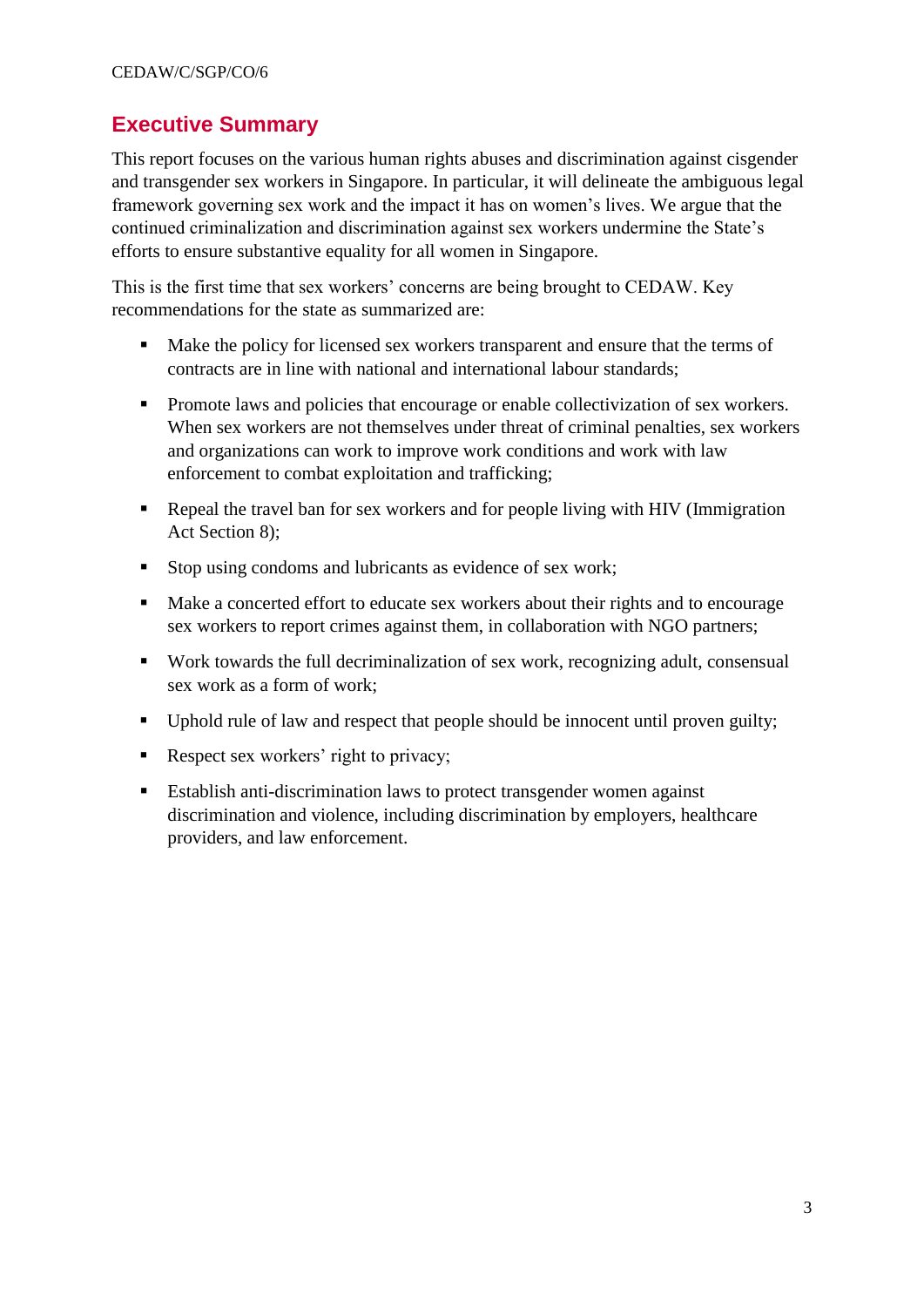## Executive Summary

This report focuses on the various human rights abuses and discrimination against cisgender and transgender sex workers in Singapore. In particular, it will delineate the ambiguous legal framework governing sex work and the impact it has on women's lives. We argue that the continued criminalization and discrimination against sex workers undermine the State's efforts to ensure substantive equality for all women in Singapore.

This is the first time that sex workers' concerns are being brought to CEDAW. Key recommendations for the state as summarized are:

- Make the policy for licensed sex workers transparent and ensure that the terms of contracts are in line with national and international labour standards;
- Promote laws and policies that encourage or enable collectivization of sex workers. When sex workers are not themselves under threat of criminal penalties, sex workers and organizations can work to improve work conditions and work with law enforcement to combat exploitation and trafficking;
- Repeal the travel ban for sex workers and for people living with HIV (Immigration Act Section 8);
- Stop using condoms and lubricants as evidence of sex work;
- Make a concerted effort to educate sex workers about their rights and to encourage sex workers to report crimes against them, in collaboration with NGO partners;
- Work towards the full decriminalization of sex work, recognizing adult, consensual sex work as a form of work;
- Uphold rule of law and respect that people should be innocent until proven guilty;
- Respect sex workers' right to privacy;
- Establish anti-discrimination laws to protect transgender women against discrimination and violence, including discrimination by employers, healthcare providers, and law enforcement.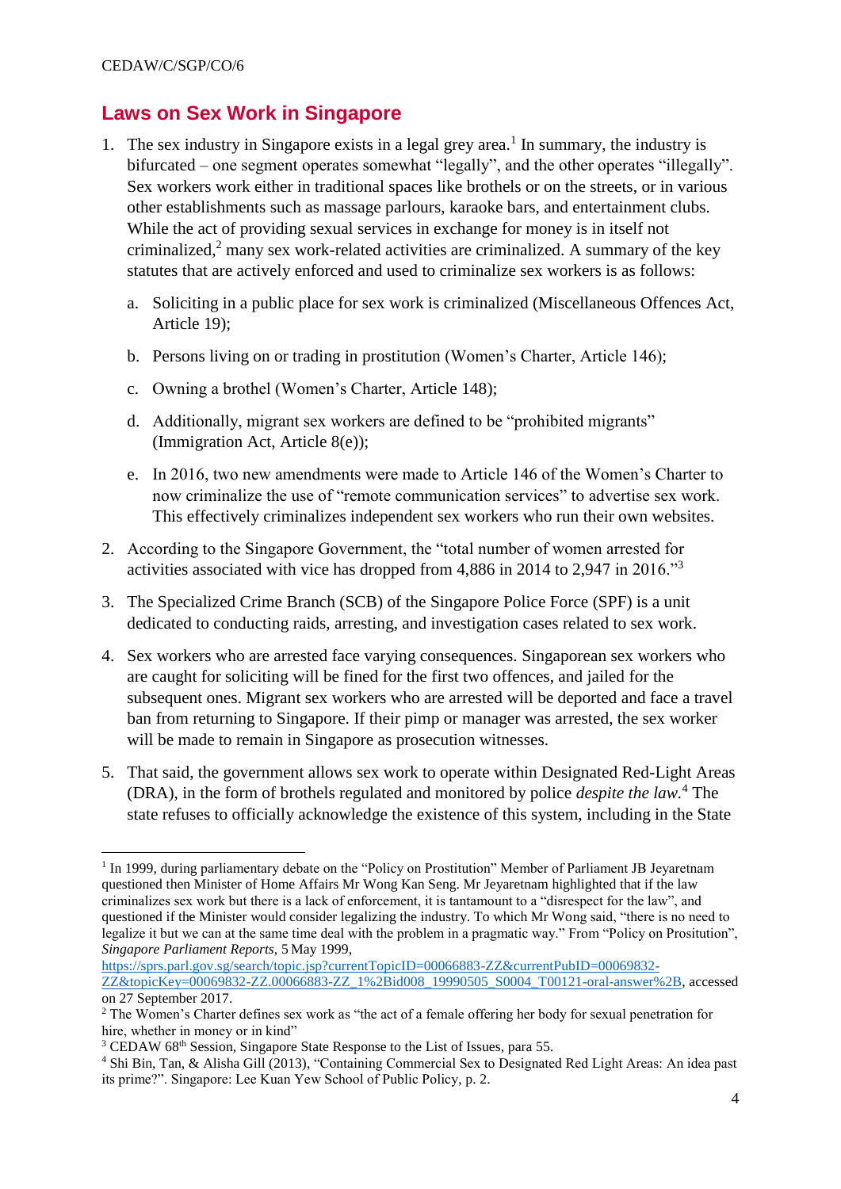## Laws on Sex Work in Singapore

1. The sex industry in Singapore exists in a legal grey area.[1] In summary, the industry is bifurcated – one segment operates somewhat "legally", and the other operates "illegally". Sex workers work either in traditional spaces like brothels or on the streets, or in various other establishments such as massage parlours, karaoke bars, and entertainment clubs. While the act of providing sexual services in exchange for money is in itself not criminalized,[2] many sex work-related activities are criminalized. A summary of the key statutes that are actively enforced and used to criminalize sex workers is as follows:

   a. Soliciting in a public place for sex work is criminalized (Miscellaneous Offences Act, Article 19);

   b. Persons living on or trading in prostitution (Women's Charter, Article 146);

   c. Owning a brothel (Women's Charter, Article 148);

   d. Additionally, migrant sex workers are defined to be "prohibited migrants" (Immigration Act, Article 8(e));

   e. In 2016, two new amendments were made to Article 146 of the Women's Charter to now criminalize the use of "remote communication services" to advertise sex work. This effectively criminalizes independent sex workers who run their own websites.

2. According to the Singapore Government, the "total number of women arrested for activities associated with vice has dropped from 4,886 in 2014 to 2,947 in 2016."[3]

3. The Specialized Crime Branch (SCB) of the Singapore Police Force (SPF) is a unit dedicated to conducting raids, arresting, and investigation cases related to sex work.

4. Sex workers who are arrested face varying consequences. Singaporean sex workers who are caught for soliciting will be fined for the first two offences, and jailed for the subsequent ones. Migrant sex workers who are arrested will be deported and face a travel ban from returning to Singapore. If their pimp or manager was arrested, the sex worker will be made to remain in Singapore as prosecution witnesses.

5. That said, the government allows sex work to operate within Designated Red-Light Areas (DRA), in the form of brothels regulated and monitored by police *despite the law*.[4] The state refuses to officially acknowledge the existence of this system, including in the State

---

[1] In 1999, during parliamentary debate on the "Policy on Prostitution" Member of Parliament JB Jeyaretnam questioned then Minister of Home Affairs Mr Wong Kan Seng. Mr Jeyaretnam highlighted that if the law criminalizes sex work but there is a lack of enforcement, it is tantamount to a "disrespect for the law", and questioned if the Minister would consider legalizing the industry. To which Mr Wong said, "there is no need to legalize it but we can at the same time deal with the problem in a pragmatic way." From "Policy on Position", *Singapore Parliament Reports*, 5 May 1999, https://sprs.parl.gov.sg/search/topic.jsp?currentTopicID=00066883-ZZ&currentPubID=00069832-ZZ&topicKey=00069832-ZZ.00066883-ZZ_1%2Bid008_19990505_S0004_T00121-oral-answer%2B, accessed on 27 September 2017.

[2] The Women's Charter defines sex work as "the act of a female offering her body for sexual penetration for hire, whether in money or in kind"

[3] CEDAW 68th Session, Singapore State Response to the List of Issues, para 55.

[4] Shi Bin, Tan, & Alisha Gill (2013), "Containing Commercial Sex to Designated Red Light Areas: An idea past its prime?". Singapore: Lee Kuan Yew School of Public Policy, p. 2.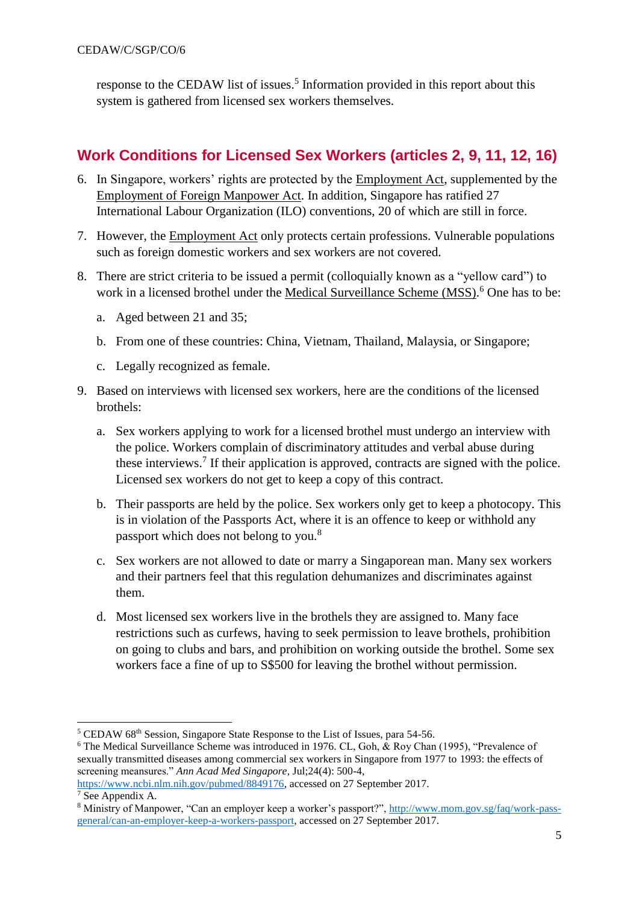response to the CEDAW list of issues.[5] Information provided in this report about this system is gathered from licensed sex workers themselves.

## Work Conditions for Licensed Sex Workers (articles 2, 9, 11, 12, 16)

6. In Singapore, workers' rights are protected by the Employment Act, supplemented by the Employment of Foreign Manpower Act. In addition, Singapore has ratified 27 International Labour Organization (ILO) conventions, 20 of which are still in force.

7. However, the Employment Act only protects certain professions. Vulnerable populations such as foreign domestic workers and sex workers are not covered.

8. There are strict criteria to be issued a permit (colloquially known as a "yellow card") to work in a licensed brothel under the Medical Surveillance Scheme (MSS).[6] One has to be:

   a. Aged between 21 and 35;

   b. From one of these countries: China, Vietnam, Thailand, Malaysia, or Singapore;

   c. Legally recognized as female.

9. Based on interviews with licensed sex workers, here are the conditions of the licensed brothels:

   a. Sex workers applying to work for a licensed brothel must undergo an interview with the police. Workers complain of discriminatory attitudes and verbal abuse during these interviews.[7] If their application is approved, contracts are signed with the police. Licensed sex workers do not get to keep a copy of this contract.

   b. Their passports are held by the police. Sex workers only get to keep a photocopy. This is in violation of the Passports Act, where it is an offence to keep or withhold any passport which does not belong to you.[8]

   c. Sex workers are not allowed to date or marry a Singaporean man. Many sex workers and their partners feel that this regulation dehumanizes and discriminates against them.

   d. Most licensed sex workers live in the brothels they are assigned to. Many face restrictions such as curfews, having to seek permission to leave brothels, prohibition on going to clubs and bars, and prohibition on working outside the brothel. Some sex workers face a fine of up to S$500 for leaving the brothel without permission.

---

[5] CEDAW 68th Session, Singapore State Response to the List of Issues, para 54-56.

[6] The Medical Surveillance Scheme was introduced in 1976. CL, Goh, & Roy Chan (1995), "Prevalence of sexually transmitted diseases among commercial sex workers in Singapore from 1977 to 1993: the effects of screening meansures." *Ann Acad Med Singapore*, Jul;24(4): 500-4, https://www.ncbi.nlm.nih.gov/pubmed/8849176, accessed on 27 September 2017.

[7] See Appendix A.

[8] Ministry of Manpower, "Can an employer keep a worker's passport?", http://www.mom.gov.sg/faq/work-pass-general/can-an-employer-keep-a-workers-passport, accessed on 27 September 2017.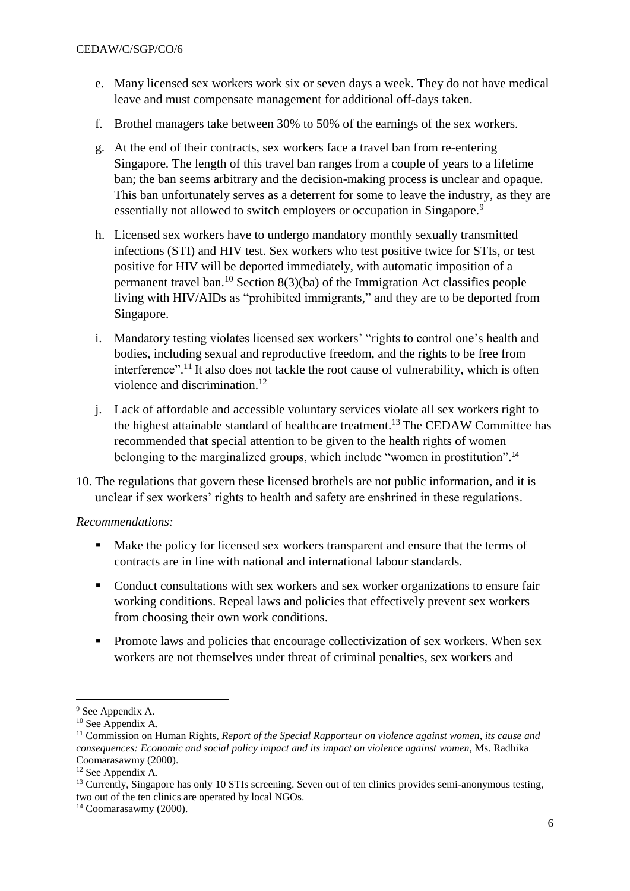e. Many licensed sex workers work six or seven days a week. They do not have medical leave and must compensate management for additional off-days taken.

f. Brothel managers take between 30% to 50% of the earnings of the sex workers.

g. At the end of their contracts, sex workers face a travel ban from re-entering Singapore. The length of this travel ban ranges from a couple of years to a lifetime ban; the ban seems arbitrary and the decision-making process is unclear and opaque. This ban unfortunately serves as a deterrent for some to leave the industry, as they are essentially not allowed to switch employers or occupation in Singapore.[9]

h. Licensed sex workers have to undergo mandatory monthly sexually transmitted infections (STI) and HIV test. Sex workers who test positive twice for STIs, or test positive for HIV will be deported immediately, with automatic imposition of a permanent travel ban.[10] Section 8(3)(ba) of the Immigration Act classifies people living with HIV/AIDs as "prohibited immigrants," and they are to be deported from Singapore.

i. Mandatory testing violates licensed sex workers' "rights to control one's health and bodies, including sexual and reproductive freedom, and the rights to be free from interference".[11] It also does not tackle the root cause of vulnerability, which is often violence and discrimination.[12]

j. Lack of affordable and accessible voluntary services violate all sex workers right to the highest attainable standard of healthcare treatment.[13] The CEDAW Committee has recommended that special attention to be given to the health rights of women belonging to the marginalized groups, which include "women in prostitution".[14]

10. The regulations that govern these licensed brothels are not public information, and it is unclear if sex workers' rights to health and safety are enshrined in these regulations.

*Recommendations:*

- Make the policy for licensed sex workers transparent and ensure that the terms of contracts are in line with national and international labour standards.
- Conduct consultations with sex workers and sex worker organizations to ensure fair working conditions. Repeal laws and policies that effectively prevent sex workers from choosing their own work conditions.
- Promote laws and policies that encourage collectivization of sex workers. When sex workers are not themselves under threat of criminal penalties, sex workers and

---

[9] See Appendix A.

[10] See Appendix A.

[11] Commission on Human Rights, *Report of the Special Rapporteur on violence against women, its cause and consequences: Economic and social policy impact and its impact on violence against women*, Ms. Radhika Coomarasawmy (2000).

[12] See Appendix A.

[13] Currently, Singapore has only 10 STIs screening. Seven out of ten clinics provides semi-anonymous testing, two out of the ten clinics are operated by local NGOs.

[14] Coomarasawmy (2000).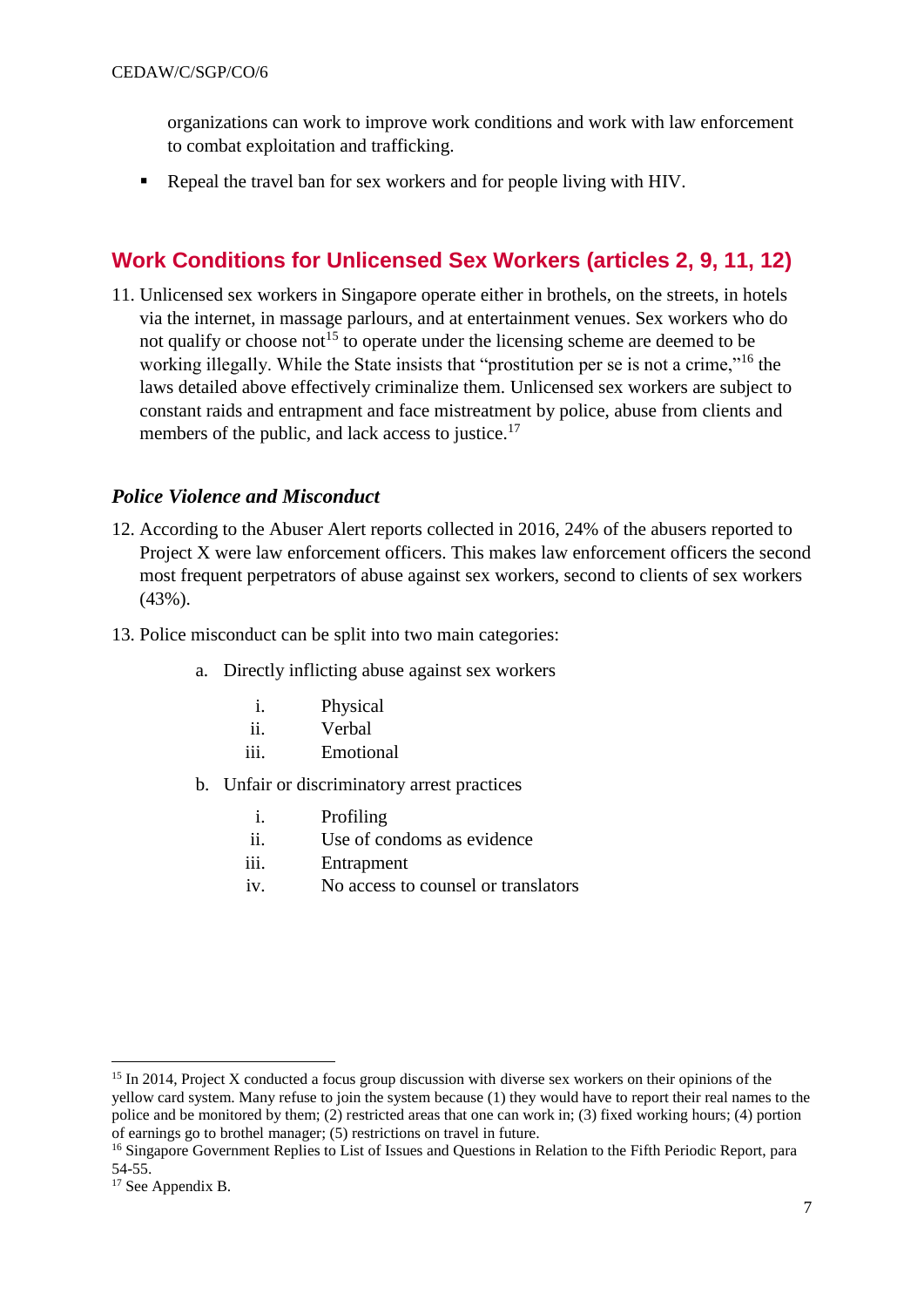organizations can work to improve work conditions and work with law enforcement to combat exploitation and trafficking.

- Repeal the travel ban for sex workers and for people living with HIV.

## Work Conditions for Unlicensed Sex Workers (articles 2, 9, 11, 12)

11. Unlicensed sex workers in Singapore operate either in brothels, on the streets, in hotels via the internet, in massage parlours, and at entertainment venues. Sex workers who do not qualify or choose not[15] to operate under the licensing scheme are deemed to be working illegally. While the State insists that "prostitution per se is not a crime,"[16] the laws detailed above effectively criminalize them. Unlicensed sex workers are subject to constant raids and entrapment and face mistreatment by police, abuse from clients and members of the public, and lack access to justice.[17]

### *Police Violence and Misconduct*

12. According to the Abuser Alert reports collected in 2016, 24% of the abusers reported to Project X were law enforcement officers. This makes law enforcement officers the second most frequent perpetrators of abuse against sex workers, second to clients of sex workers (43%).

13. Police misconduct can be split into two main categories:

    a. Directly inflicting abuse against sex workers

        i. Physical
        ii. Verbal
        iii. Emotional

    b. Unfair or discriminatory arrest practices

        i. Profiling
        ii. Use of condoms as evidence
        iii. Entrapment
        iv. No access to counsel or translators

---

[15] In 2014, Project X conducted a focus group discussion with diverse sex workers on their opinions of the yellow card system. Many refuse to join the system because (1) they would have to report their real names to the police and be monitored by them; (2) restricted areas that one can work in; (3) fixed working hours; (4) portion of earnings go to brothel manager; (5) restrictions on travel in future.

[16] Singapore Government Replies to List of Issues and Questions in Relation to the Fifth Periodic Report, para 54-55.

[17] See Appendix B.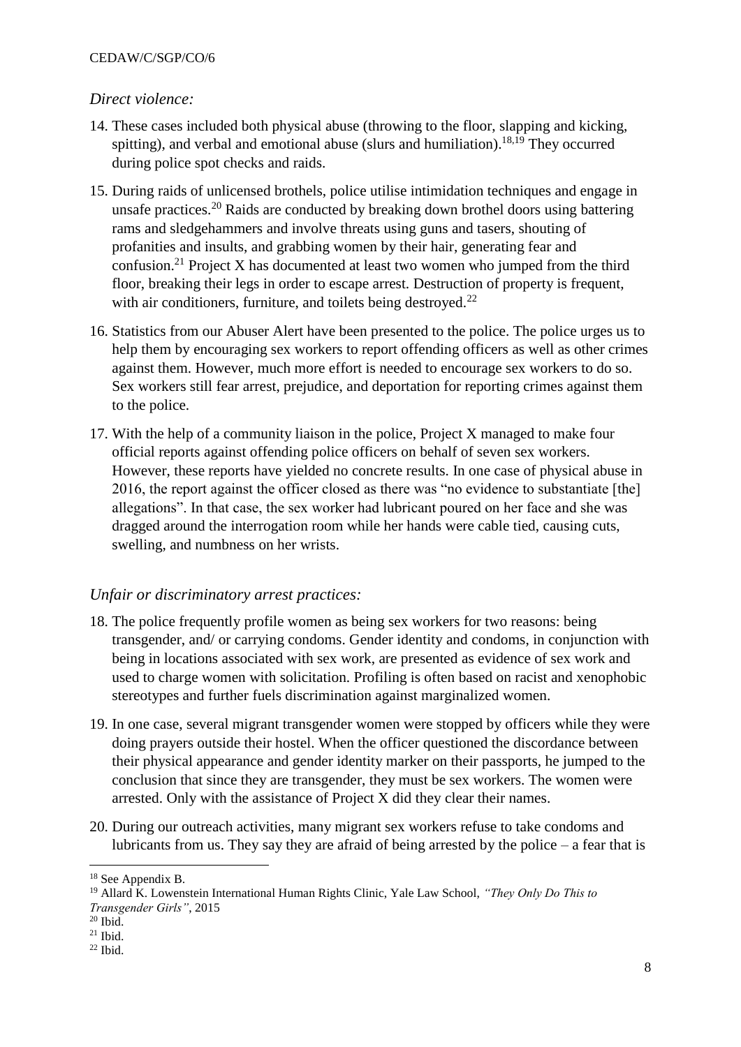*Direct violence:*

14. These cases included both physical abuse (throwing to the floor, slapping and kicking, spitting), and verbal and emotional abuse (slurs and humiliation).[18,19] They occurred during police spot checks and raids.

15. During raids of unlicensed brothels, police utilise intimidation techniques and engage in unsafe practices.[20] Raids are conducted by breaking down brothel doors using battering rams and sledgehammers and involve threats using guns and tasers, shouting of profanities and insults, and grabbing women by their hair, generating fear and confusion.[21] Project X has documented at least two women who jumped from the third floor, breaking their legs in order to escape arrest. Destruction of property is frequent, with air conditioners, furniture, and toilets being destroyed.[22]

16. Statistics from our Abuser Alert have been presented to the police. The police urges us to help them by encouraging sex workers to report offending officers as well as other crimes against them. However, much more effort is needed to encourage sex workers to do so. Sex workers still fear arrest, prejudice, and deportation for reporting crimes against them to the police.

17. With the help of a community liaison in the police, Project X managed to make four official reports against offending police officers on behalf of seven sex workers. However, these reports have yielded no concrete results. In one case of physical abuse in 2016, the report against the officer closed as there was "no evidence to substantiate [the] allegations". In that case, the sex worker had lubricant poured on her face and she was dragged around the interrogation room while her hands were cable tied, causing cuts, swelling, and numbness on her wrists.

*Unfair or discriminatory arrest practices:*

18. The police frequently profile women as being sex workers for two reasons: being transgender, and/ or carrying condoms. Gender identity and condoms, in conjunction with being in locations associated with sex work, are presented as evidence of sex work and used to charge women with solicitation. Profiling is often based on racist and xenophobic stereotypes and further fuels discrimination against marginalized women.

19. In one case, several migrant transgender women were stopped by officers while they were doing prayers outside their hostel. When the officer questioned the discordance between their physical appearance and gender identity marker on their passports, he jumped to the conclusion that since they are transgender, they must be sex workers. The women were arrested. Only with the assistance of Project X did they clear their names.

20. During our outreach activities, many migrant sex workers refuse to take condoms and lubricants from us. They say they are afraid of being arrested by the police – a fear that is

---

[18] See Appendix B.

[19] Allard K. Lowenstein International Human Rights Clinic, Yale Law School, *"They Only Do This to Transgender Girls"*, 2015

[20] Ibid.

[21] Ibid.

[22] Ibid.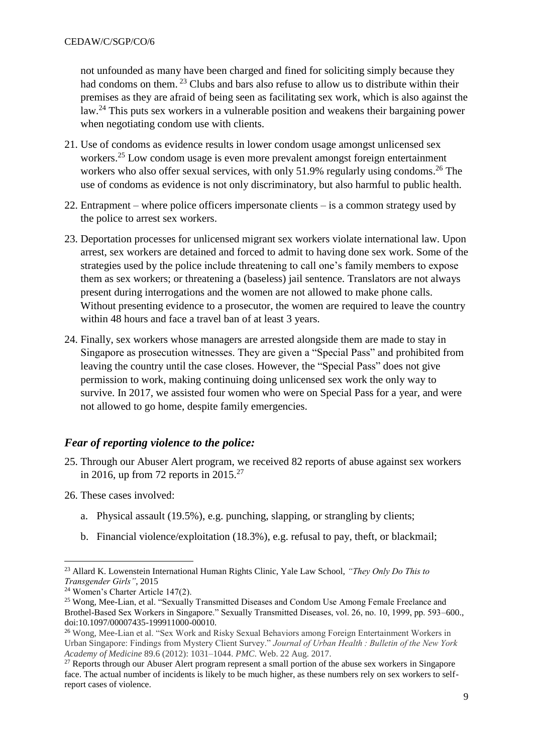not unfounded as many have been charged and fined for soliciting simply because they had condoms on them.[23] Clubs and bars also refuse to allow us to distribute within their premises as they are afraid of being seen as facilitating sex work, which is also against the law.[24] This puts sex workers in a vulnerable position and weakens their bargaining power when negotiating condom use with clients.

21. Use of condoms as evidence results in lower condom usage amongst unlicensed sex workers.[25] Low condom usage is even more prevalent amongst foreign entertainment workers who also offer sexual services, with only 51.9% regularly using condoms.[26] The use of condoms as evidence is not only discriminatory, but also harmful to public health.

22. Entrapment – where police officers impersonate clients – is a common strategy used by the police to arrest sex workers.

23. Deportation processes for unlicensed migrant sex workers violate international law. Upon arrest, sex workers are detained and forced to admit to having done sex work. Some of the strategies used by the police include threatening to call one's family members to expose them as sex workers; or threatening a (baseless) jail sentence. Translators are not always present during interrogations and the women are not allowed to make phone calls. Without presenting evidence to a prosecutor, the women are required to leave the country within 48 hours and face a travel ban of at least 3 years.

24. Finally, sex workers whose managers are arrested alongside them are made to stay in Singapore as prosecution witnesses. They are given a "Special Pass" and prohibited from leaving the country until the case closes. However, the "Special Pass" does not give permission to work, making continuing doing unlicensed sex work the only way to survive. In 2017, we assisted four women who were on Special Pass for a year, and were not allowed to go home, despite family emergencies.

### *Fear of reporting violence to the police:*

25. Through our Abuser Alert program, we received 82 reports of abuse against sex workers in 2016, up from 72 reports in 2015.[27]

26. These cases involved:

    a. Physical assault (19.5%), e.g. punching, slapping, or strangling by clients;

    b. Financial violence/exploitation (18.3%), e.g. refusal to pay, theft, or blackmail;

---

[23] Allard K. Lowenstein International Human Rights Clinic, Yale Law School, *"They Only Do This to Transgender Girls"*, 2015

[24] Women's Charter Article 147(2).

[25] Wong, Mee-Lian, et al. "Sexually Transmitted Diseases and Condom Use Among Female Freelance and Brothel-Based Sex Workers in Singapore." Sexually Transmitted Diseases, vol. 26, no. 10, 1999, pp. 593–600., doi:10.1097/00007435-199911000-00010.

[26] Wong, Mee-Lian et al. "Sex Work and Risky Sexual Behaviors among Foreign Entertainment Workers in Urban Singapore: Findings from Mystery Client Survey." *Journal of Urban Health : Bulletin of the New York Academy of Medicine* 89.6 (2012): 1031–1044. *PMC*. Web. 22 Aug. 2017.

[27] Reports through our Abuser Alert program represent a small portion of the abuse sex workers in Singapore face. The actual number of incidents is likely to be much higher, as these numbers rely on sex workers to self-report cases of violence.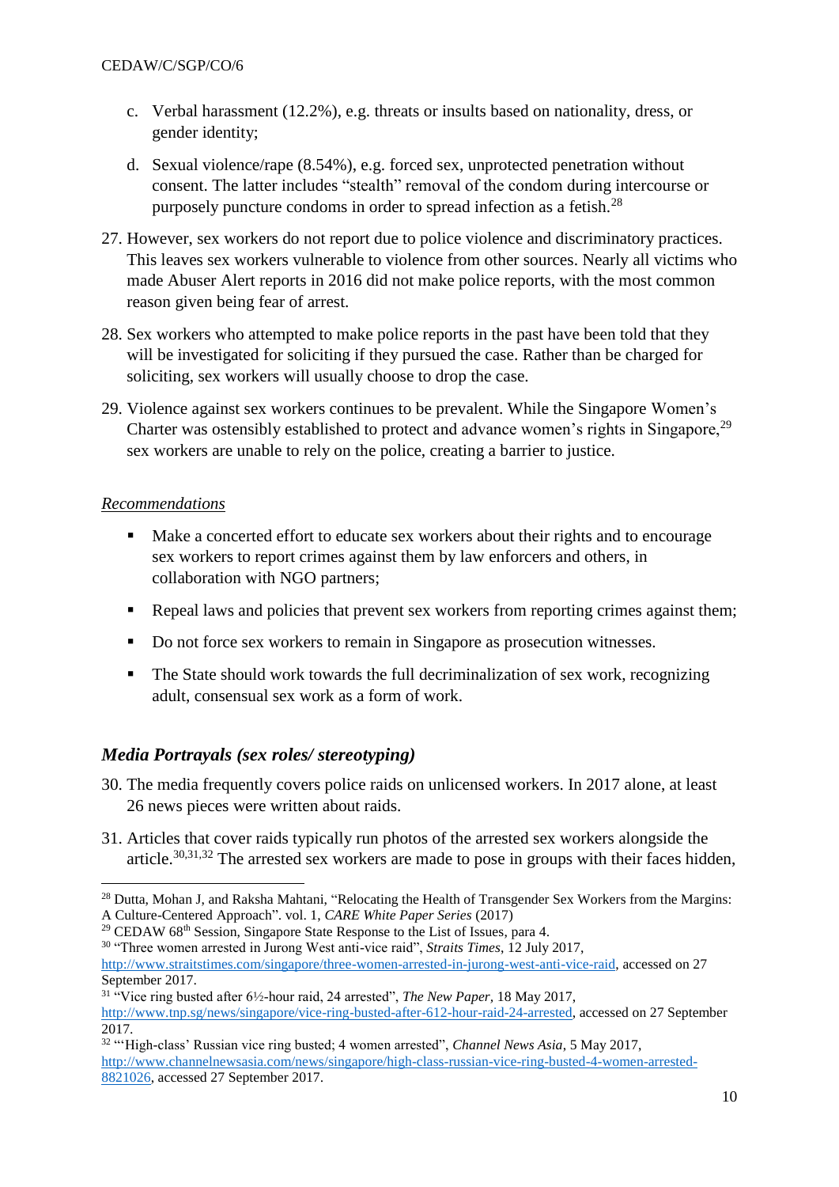c. Verbal harassment (12.2%), e.g. threats or insults based on nationality, dress, or gender identity;

d. Sexual violence/rape (8.54%), e.g. forced sex, unprotected penetration without consent. The latter includes "stealth" removal of the condom during intercourse or purposely puncture condoms in order to spread infection as a fetish.[28]

27. However, sex workers do not report due to police violence and discriminatory practices. This leaves sex workers vulnerable to violence from other sources. Nearly all victims who made Abuser Alert reports in 2016 did not make police reports, with the most common reason given being fear of arrest.

28. Sex workers who attempted to make police reports in the past have been told that they will be investigated for soliciting if they pursued the case. Rather than be charged for soliciting, sex workers will usually choose to drop the case.

29. Violence against sex workers continues to be prevalent. While the Singapore Women's Charter was ostensibly established to protect and advance women's rights in Singapore,[29] sex workers are unable to rely on the police, creating a barrier to justice.

_Recommendations_

- Make a concerted effort to educate sex workers about their rights and to encourage sex workers to report crimes against them by law enforcers and others, in collaboration with NGO partners;
- Repeal laws and policies that prevent sex workers from reporting crimes against them;
- Do not force sex workers to remain in Singapore as prosecution witnesses.
- The State should work towards the full decriminalization of sex work, recognizing adult, consensual sex work as a form of work.

### *Media Portrayals (sex roles/ stereotyping)*

30. The media frequently covers police raids on unlicensed workers. In 2017 alone, at least 26 news pieces were written about raids.

31. Articles that cover raids typically run photos of the arrested sex workers alongside the article.[30,31,32] The arrested sex workers are made to pose in groups with their faces hidden,

---

[28] Dutta, Mohan J, and Raksha Mahtani, "Relocating the Health of Transgender Sex Workers from the Margins: A Culture-Centered Approach". vol. 1, *CARE White Paper Series* (2017)

[29] CEDAW 68th Session, Singapore State Response to the List of Issues, para 4.

[30] "Three women arrested in Jurong West anti-vice raid", *Straits Times*, 12 July 2017, http://www.straitstimes.com/singapore/three-women-arrested-in-jurong-west-anti-vice-raid, accessed on 27 September 2017.

[31] "Vice ring busted after 6½-hour raid, 24 arrested", *The New Paper*, 18 May 2017, http://www.tnp.sg/news/singapore/vice-ring-busted-after-612-hour-raid-24-arrested, accessed on 27 September 2017.

[32] "'High-class' Russian vice ring busted; 4 women arrested", *Channel News Asia*, 5 May 2017, http://www.channelnewsasia.com/news/singapore/high-class-russian-vice-ring-busted-4-women-arrested-8821026, accessed 27 September 2017.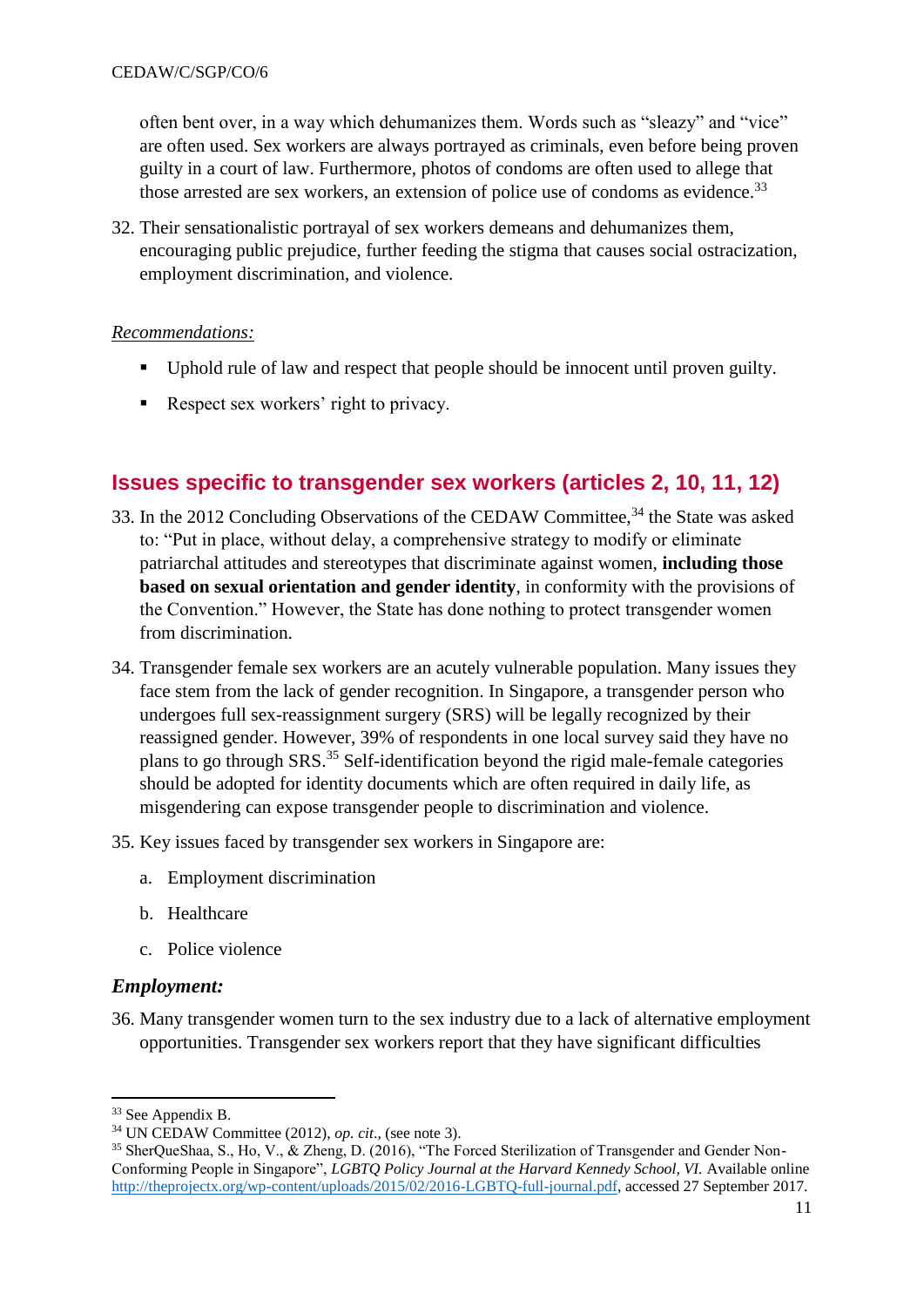often bent over, in a way which dehumanizes them. Words such as "sleazy" and "vice" are often used. Sex workers are always portrayed as criminals, even before being proven guilty in a court of law. Furthermore, photos of condoms are often used to allege that those arrested are sex workers, an extension of police use of condoms as evidence.[33]

32. Their sensationalistic portrayal of sex workers demeans and dehumanizes them, encouraging public prejudice, further feeding the stigma that causes social ostracization, employment discrimination, and violence.

<u>*Recommendations:*</u>

- Uphold rule of law and respect that people should be innocent until proven guilty.
- Respect sex workers' right to privacy.

## Issues specific to transgender sex workers (articles 2, 10, 11, 12)

33. In the 2012 Concluding Observations of the CEDAW Committee,[34] the State was asked to: "Put in place, without delay, a comprehensive strategy to modify or eliminate patriarchal attitudes and stereotypes that discriminate against women, **including those based on sexual orientation and gender identity**, in conformity with the provisions of the Convention." However, the State has done nothing to protect transgender women from discrimination.

34. Transgender female sex workers are an acutely vulnerable population. Many issues they face stem from the lack of gender recognition. In Singapore, a transgender person who undergoes full sex-reassignment surgery (SRS) will be legally recognized by their reassigned gender. However, 39% of respondents in one local survey said they have no plans to go through SRS.[35] Self-identification beyond the rigid male-female categories should be adopted for identity documents which are often required in daily life, as misgendering can expose transgender people to discrimination and violence.

35. Key issues faced by transgender sex workers in Singapore are:

    a. Employment discrimination

    b. Healthcare

    c. Police violence

### *Employment:*

36. Many transgender women turn to the sex industry due to a lack of alternative employment opportunities. Transgender sex workers report that they have significant difficulties

---

[33] See Appendix B.

[34] UN CEDAW Committee (2012), *op. cit.*, (see note 3).

[35] SherQueShaa, S., Ho, V., & Zheng, D. (2016), "The Forced Sterilization of Transgender and Gender Non-Conforming People in Singapore", *LGBTQ Policy Journal at the Harvard Kennedy School, VI.* Available online http://theprojectx.org/wp-content/uploads/2015/02/2016-LGBTQ-full-journal.pdf, accessed 27 September 2017.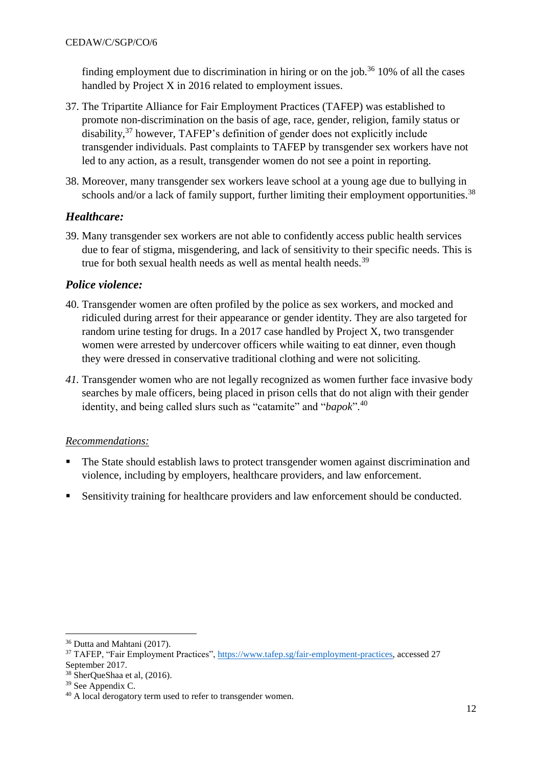finding employment due to discrimination in hiring or on the job.[36] 10% of all the cases handled by Project X in 2016 related to employment issues.

37. The Tripartite Alliance for Fair Employment Practices (TAFEP) was established to promote non-discrimination on the basis of age, race, gender, religion, family status or disability,[37] however, TAFEP's definition of gender does not explicitly include transgender individuals. Past complaints to TAFEP by transgender sex workers have not led to any action, as a result, transgender women do not see a point in reporting.

38. Moreover, many transgender sex workers leave school at a young age due to bullying in schools and/or a lack of family support, further limiting their employment opportunities.[38]

### *Healthcare:*

39. Many transgender sex workers are not able to confidently access public health services due to fear of stigma, misgendering, and lack of sensitivity to their specific needs. This is true for both sexual health needs as well as mental health needs.[39]

### *Police violence:*

40. Transgender women are often profiled by the police as sex workers, and mocked and ridiculed during arrest for their appearance or gender identity. They are also targeted for random urine testing for drugs. In a 2017 case handled by Project X, two transgender women were arrested by undercover officers while waiting to eat dinner, even though they were dressed in conservative traditional clothing and were not soliciting.

41. Transgender women who are not legally recognized as women further face invasive body searches by male officers, being placed in prison cells that do not align with their gender identity, and being called slurs such as "catamite" and "*bapok*".[40]

<u>*Recommendations:*</u>

- The State should establish laws to protect transgender women against discrimination and violence, including by employers, healthcare providers, and law enforcement.
- Sensitivity training for healthcare providers and law enforcement should be conducted.

---

[36] Dutta and Mahtani (2017).

[37] TAFEP, "Fair Employment Practices", https://www.tafep.sg/fair-employment-practices, accessed 27 September 2017.

[38] SherQueShaa et al, (2016).

[39] See Appendix C.

[40] A local derogatory term used to refer to transgender women.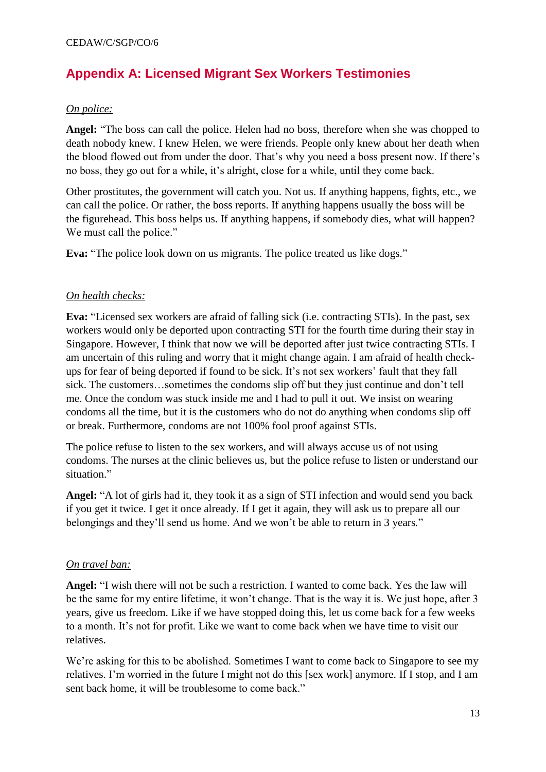## Appendix A: Licensed Migrant Sex Workers Testimonies

*On police:*

**Angel:** "The boss can call the police. Helen had no boss, therefore when she was chopped to death nobody knew. I knew Helen, we were friends. People only knew about her death when the blood flowed out from under the door. That's why you need a boss present now. If there's no boss, they go out for a while, it's alright, close for a while, until they come back.

Other prostitutes, the government will catch you. Not us. If anything happens, fights, etc., we can call the police. Or rather, the boss reports. If anything happens usually the boss will be the figurehead. This boss helps us. If anything happens, if somebody dies, what will happen? We must call the police."

**Eva:** "The police look down on us migrants. The police treated us like dogs."

*On health checks:*

**Eva:** "Licensed sex workers are afraid of falling sick (i.e. contracting STIs). In the past, sex workers would only be deported upon contracting STI for the fourth time during their stay in Singapore. However, I think that now we will be deported after just twice contracting STIs. I am uncertain of this ruling and worry that it might change again. I am afraid of health check-ups for fear of being deported if found to be sick. It's not sex workers' fault that they fall sick. The customers…sometimes the condoms slip off but they just continue and don't tell me. Once the condom was stuck inside me and I had to pull it out. We insist on wearing condoms all the time, but it is the customers who do not do anything when condoms slip off or break. Furthermore, condoms are not 100% fool proof against STIs.

The police refuse to listen to the sex workers, and will always accuse us of not using condoms. The nurses at the clinic believes us, but the police refuse to listen or understand our situation."

**Angel:** "A lot of girls had it, they took it as a sign of STI infection and would send you back if you get it twice. I get it once already. If I get it again, they will ask us to prepare all our belongings and they'll send us home. And we won't be able to return in 3 years."

*On travel ban:*

**Angel:** "I wish there will not be such a restriction. I wanted to come back. Yes the law will be the same for my entire lifetime, it won't change. That is the way it is. We just hope, after 3 years, give us freedom. Like if we have stopped doing this, let us come back for a few weeks to a month. It's not for profit. Like we want to come back when we have time to visit our relatives.

We're asking for this to be abolished. Sometimes I want to come back to Singapore to see my relatives. I'm worried in the future I might not do this [sex work] anymore. If I stop, and I am sent back home, it will be troublesome to come back."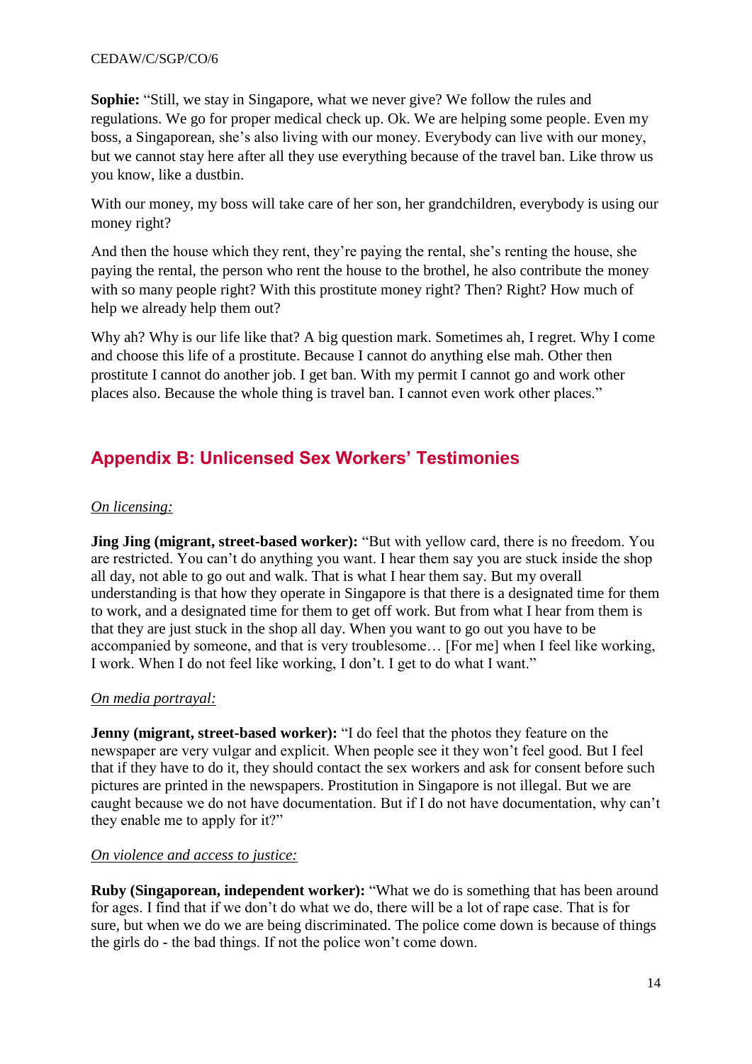**Sophie:** "Still, we stay in Singapore, what we never give? We follow the rules and regulations. We go for proper medical check up. Ok. We are helping some people. Even my boss, a Singaporean, she's also living with our money. Everybody can live with our money, but we cannot stay here after all they use everything because of the travel ban. Like throw us you know, like a dustbin.

With our money, my boss will take care of her son, her grandchildren, everybody is using our money right?

And then the house which they rent, they're paying the rental, she's renting the house, she paying the rental, the person who rent the house to the brothel, he also contribute the money with so many people right? With this prostitute money right? Then? Right? How much of help we already help them out?

Why ah? Why is our life like that? A big question mark. Sometimes ah, I regret. Why I come and choose this life of a prostitute. Because I cannot do anything else mah. Other then prostitute I cannot do another job. I get ban. With my permit I cannot go and work other places also. Because the whole thing is travel ban. I cannot even work other places."

## Appendix B: Unlicensed Sex Workers' Testimonies

*On licensing:*

**Jing Jing (migrant, street-based worker):** "But with yellow card, there is no freedom. You are restricted. You can't do anything you want. I hear them say you are stuck inside the shop all day, not able to go out and walk. That is what I hear them say. But my overall understanding is that how they operate in Singapore is that there is a designated time for them to work, and a designated time for them to get off work. But from what I hear from them is that they are just stuck in the shop all day. When you want to go out you have to be accompanied by someone, and that is very troublesome… [For me] when I feel like working, I work. When I do not feel like working, I don't. I get to do what I want."

*On media portrayal:*

**Jenny (migrant, street-based worker):** "I do feel that the photos they feature on the newspaper are very vulgar and explicit. When people see it they won't feel good. But I feel that if they have to do it, they should contact the sex workers and ask for consent before such pictures are printed in the newspapers. Prostitution in Singapore is not illegal. But we are caught because we do not have documentation. But if I do not have documentation, why can't they enable me to apply for it?"

*On violence and access to justice:*

**Ruby (Singaporean, independent worker):** "What we do is something that has been around for ages. I find that if we don't do what we do, there will be a lot of rape case. That is for sure, but when we do we are being discriminated. The police come down is because of things the girls do - the bad things. If not the police won't come down.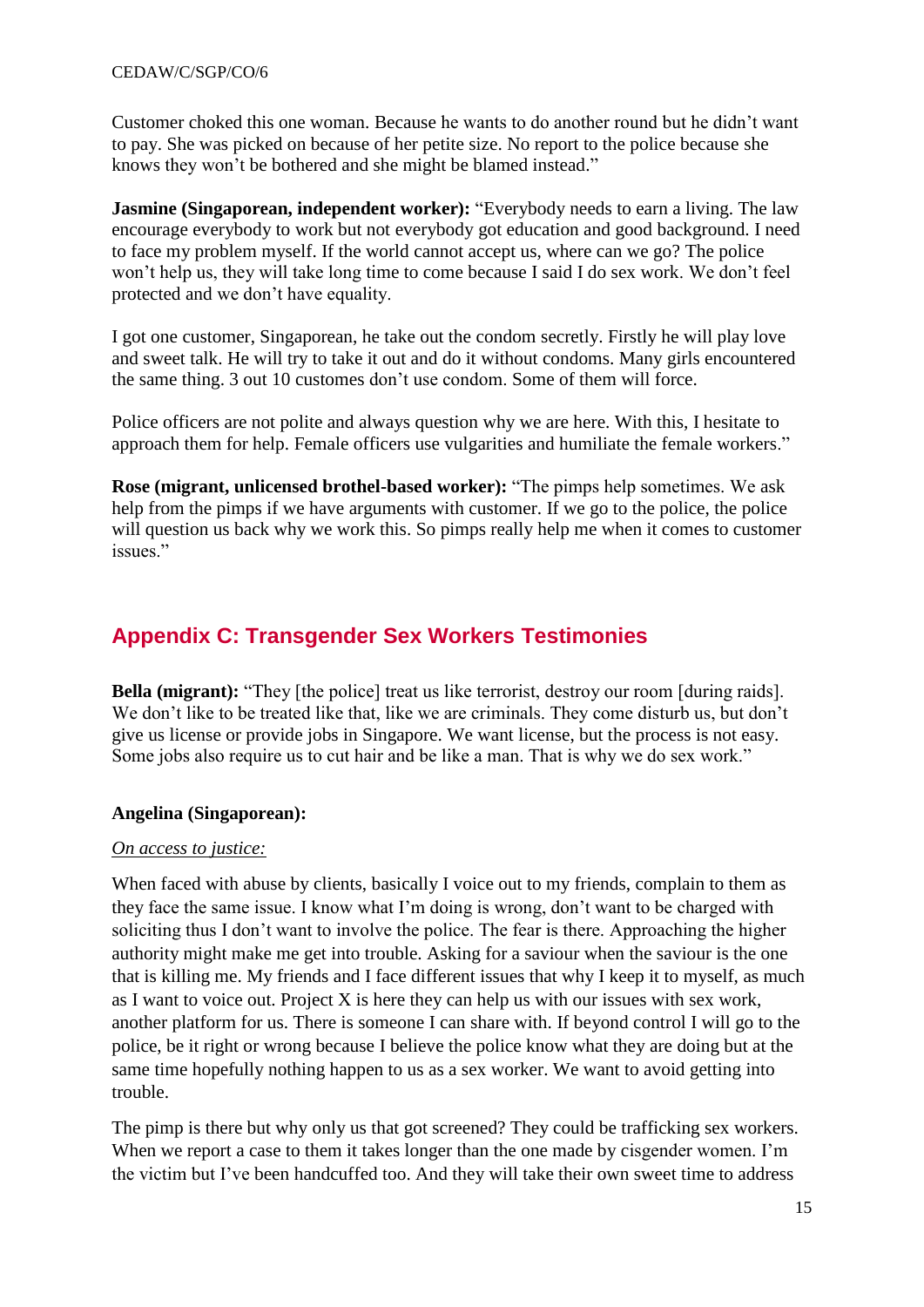Customer choked this one woman. Because he wants to do another round but he didn't want to pay. She was picked on because of her petite size. No report to the police because she knows they won't be bothered and she might be blamed instead."

**Jasmine (Singaporean, independent worker):** "Everybody needs to earn a living. The law encourage everybody to work but not everybody got education and good background. I need to face my problem myself. If the world cannot accept us, where can we go? The police won't help us, they will take long time to come because I said I do sex work. We don't feel protected and we don't have equality.

I got one customer, Singaporean, he take out the condom secretly. Firstly he will play love and sweet talk. He will try to take it out and do it without condoms. Many girls encountered the same thing. 3 out 10 customes don't use condom. Some of them will force.

Police officers are not polite and always question why we are here. With this, I hesitate to approach them for help. Female officers use vulgarities and humiliate the female workers."

**Rose (migrant, unlicensed brothel-based worker):** "The pimps help sometimes. We ask help from the pimps if we have arguments with customer. If we go to the police, the police will question us back why we work this. So pimps really help me when it comes to customer issues."

## Appendix C: Transgender Sex Workers Testimonies

**Bella (migrant):** "They [the police] treat us like terrorist, destroy our room [during raids]. We don't like to be treated like that, like we are criminals. They come disturb us, but don't give us license or provide jobs in Singapore. We want license, but the process is not easy. Some jobs also require us to cut hair and be like a man. That is why we do sex work."

**Angelina (Singaporean):**

*On access to justice:*

When faced with abuse by clients, basically I voice out to my friends, complain to them as they face the same issue. I know what I'm doing is wrong, don't want to be charged with soliciting thus I don't want to involve the police. The fear is there. Approaching the higher authority might make me get into trouble. Asking for a saviour when the saviour is the one that is killing me. My friends and I face different issues that why I keep it to myself, as much as I want to voice out. Project X is here they can help us with our issues with sex work, another platform for us. There is someone I can share with. If beyond control I will go to the police, be it right or wrong because I believe the police know what they are doing but at the same time hopefully nothing happen to us as a sex worker. We want to avoid getting into trouble.

The pimp is there but why only us that got screened? They could be trafficking sex workers. When we report a case to them it takes longer than the one made by cisgender women. I'm the victim but I've been handcuffed too. And they will take their own sweet time to address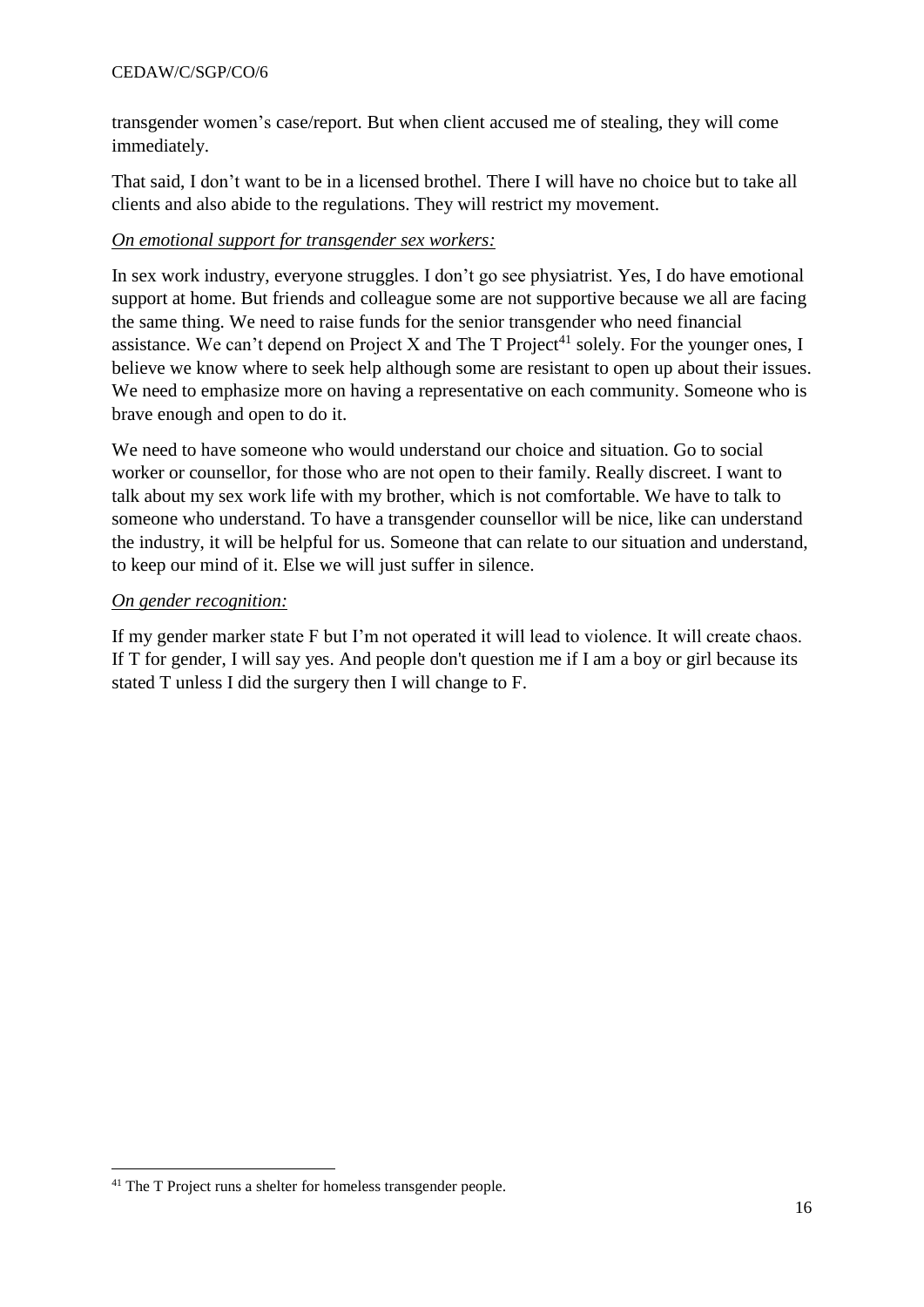transgender women's case/report. But when client accused me of stealing, they will come immediately.

That said, I don't want to be in a licensed brothel. There I will have no choice but to take all clients and also abide to the regulations. They will restrict my movement.

*On emotional support for transgender sex workers:*

In sex work industry, everyone struggles. I don't go see physiatrist. Yes, I do have emotional support at home. But friends and colleague some are not supportive because we all are facing the same thing. We need to raise funds for the senior transgender who need financial assistance. We can't depend on Project X and The T Project[41] solely. For the younger ones, I believe we know where to seek help although some are resistant to open up about their issues. We need to emphasize more on having a representative on each community. Someone who is brave enough and open to do it.

We need to have someone who would understand our choice and situation. Go to social worker or counsellor, for those who are not open to their family. Really discreet. I want to talk about my sex work life with my brother, which is not comfortable. We have to talk to someone who understand. To have a transgender counsellor will be nice, like can understand the industry, it will be helpful for us. Someone that can relate to our situation and understand, to keep our mind of it. Else we will just suffer in silence.

*On gender recognition:*

If my gender marker state F but I'm not operated it will lead to violence. It will create chaos. If T for gender, I will say yes. And people don't question me if I am a boy or girl because its stated T unless I did the surgery then I will change to F.

[41] The T Project runs a shelter for homeless transgender people.